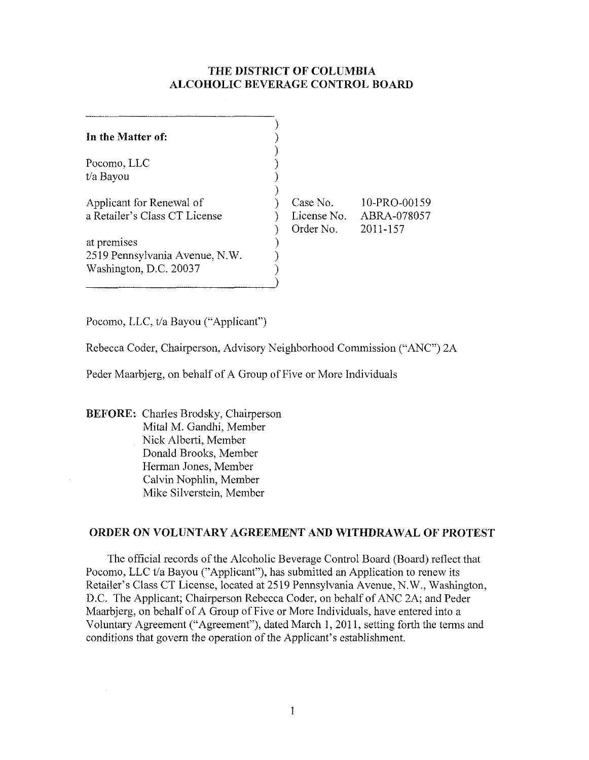# THE DISTRICT OF COLUMBIA ALCOHOLIC BEVERAGE CONTROL BOARD

| | | |
|---|---|---|
| **In the Matter of:** | | |
| Pocomo, LLC<br>t/a Bayou | | |
| Applicant for Renewal of<br>a Retailer's Class CT License | Case No.<br>License No.<br>Order No. | 10-PRO-00159<br>ABRA-078057<br>2011-157 |
| at premises<br>2519 Pennsylvania Avenue, N.W.<br>Washington, D.C. 20037 | | |

Pocomo, LLC, t/a Bayou ("Applicant")

Rebecca Coder, Chairperson, Advisory Neighborhood Commission ("ANC") 2A

Peder Maarbjerg, on behalf of A Group of Five or More Individuals

**BEFORE:** Charles Brodsky, Chairperson
Mital M. Gandhi, Member
Nick Alberti, Member
Donald Brooks, Member
Herman Jones, Member
Calvin Nophlin, Member
Mike Silverstein, Member

## ORDER ON VOLUNTARY AGREEMENT AND WITHDRAWAL OF PROTEST

The official records of the Alcoholic Beverage Control Board (Board) reflect that Pocomo, LLC t/a Bayou ("Applicant"), has submitted an Application to renew its Retailer's Class CT License, located at 2519 Pennsylvania Avenue, N.W., Washington, D.C. The Applicant; Chairperson Rebecca Coder, on behalf of ANC 2A; and Peder Maarbjerg, on behalf of A Group of Five or More Individuals, have entered into a Voluntary Agreement ("Agreement"), dated March 1, 2011, setting forth the terms and conditions that govern the operation of the Applicant's establishment.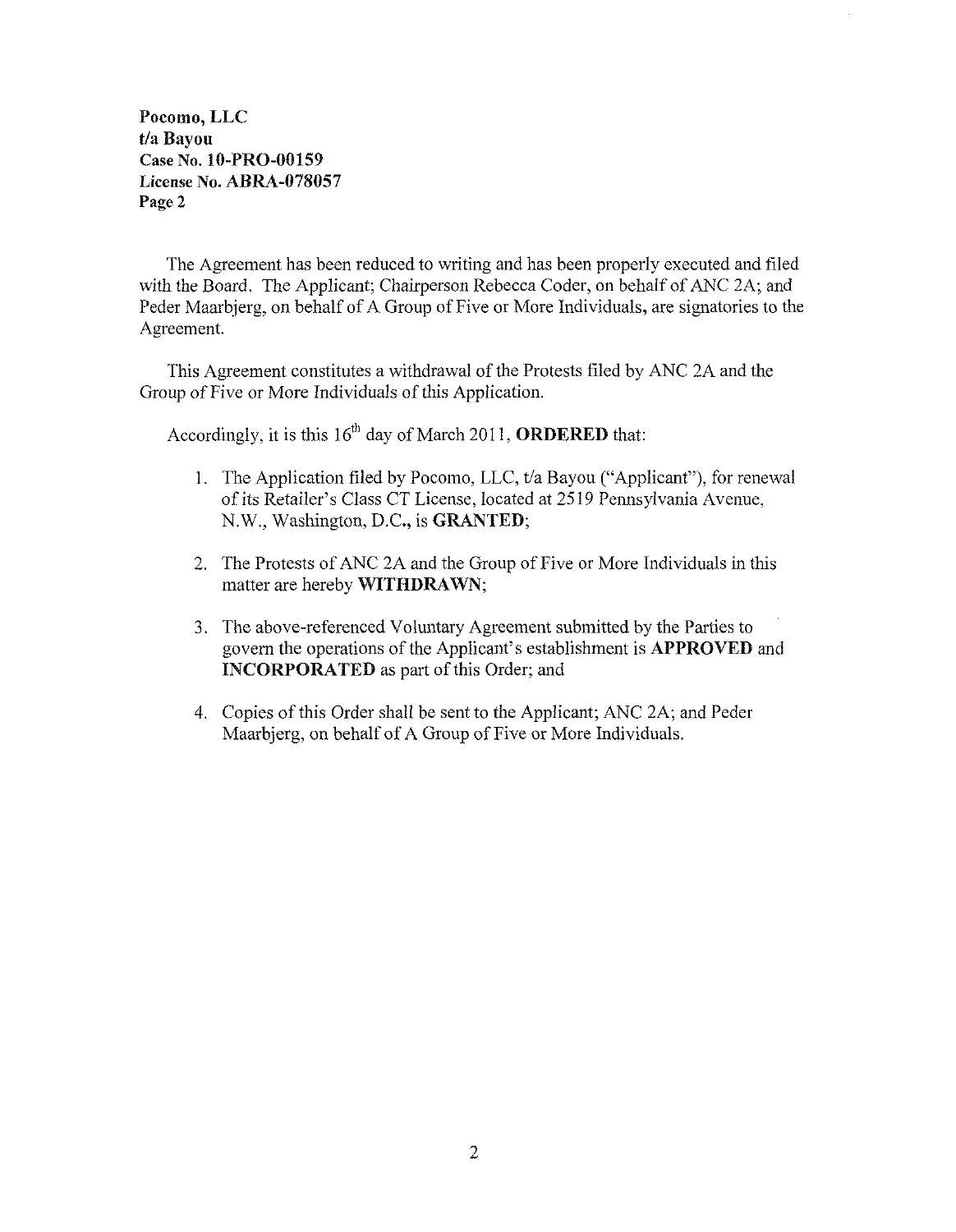The Agreement has been reduced to writing and has been properly executed and filed with the Board. The Applicant; Chairperson Rebecca Coder, on behalf of ANC 2A; and Peder Maarbjerg, on behalf of A Group of Five or More Individuals, are signatories to the Agreement.

This Agreement constitutes a withdrawal of the Protests filed by ANC 2A and the Group of Five or More Individuals of this Application.

Accordingly, it is this 16th day of March 2011, **ORDERED** that:

1. The Application filed by Pocomo, LLC, t/a Bayou ("Applicant"), for renewal of its Retailer's Class CT License, located at 2519 Pennsylvania Avenue, N.W., Washington, D.C., is **GRANTED**;

2. The Protests of ANC 2A and the Group of Five or More Individuals in this matter are hereby **WITHDRAWN**;

3. The above-referenced Voluntary Agreement submitted by the Parties to govern the operations of the Applicant's establishment is **APPROVED** and **INCORPORATED** as part of this Order; and

4. Copies of this Order shall be sent to the Applicant; ANC 2A; and Peder Maarbjerg, on behalf of A Group of Five or More Individuals.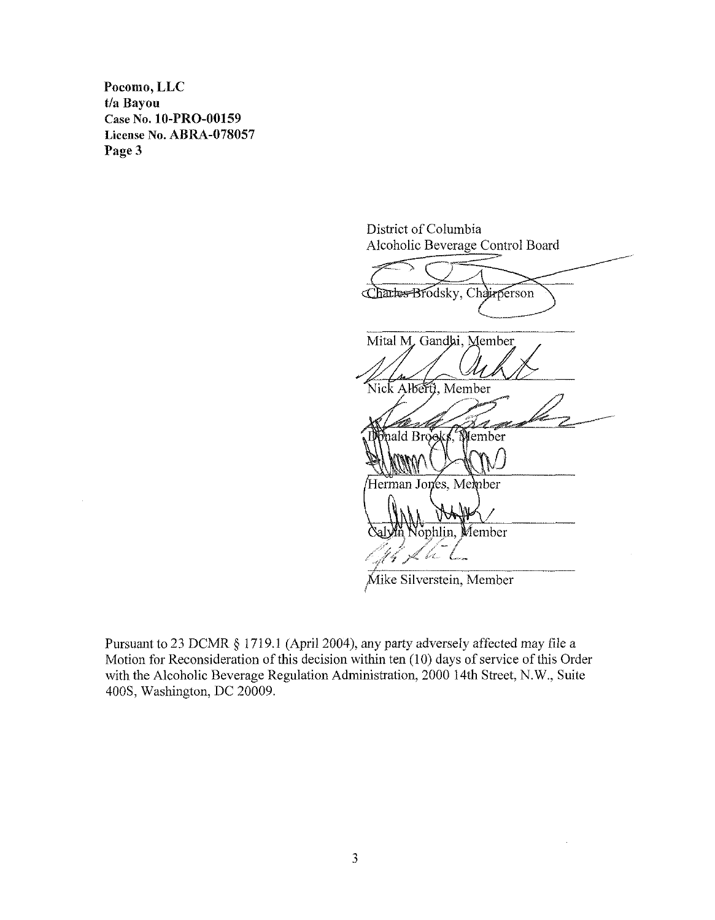**Pocomo, LLC**
**t/a Bayou**
**Case No. 10-PRO-00159**
**License No. ABRA-078057**

District of Columbia
Alcoholic Beverage Control Board

Charles Brodsky, Chairperson

Mital M. Gandhi, Member

Nick Alberti, Member

Donald Brooks, Member

Herman Jones, Member

Calvin Nophlin, Member

Mike Silverstein, Member

Pursuant to 23 DCMR § 1719.1 (April 2004), any party adversely affected may file a Motion for Reconsideration of this decision within ten (10) days of service of this Order with the Alcoholic Beverage Regulation Administration, 2000 14th Street, N.W., Suite 400S, Washington, DC 20009.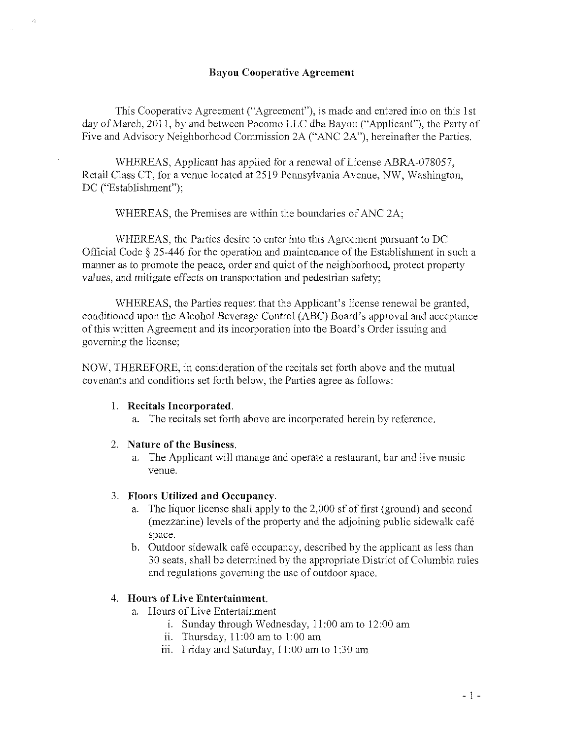# Bayou Cooperative Agreement

This Cooperative Agreement ("Agreement"), is made and entered into on this 1st day of March, 2011, by and between Pocomo LLC dba Bayou ("Applicant"), the Party of Five and Advisory Neighborhood Commission 2A ("ANC 2A"), hereinafter the Parties.

WHEREAS, Applicant has applied for a renewal of License ABRA-078057, Retail Class CT, for a venue located at 2519 Pennsylvania Avenue, NW, Washington, DC ("Establishment");

WHEREAS, the Premises are within the boundaries of ANC 2A;

WHEREAS, the Parties desire to enter into this Agreement pursuant to DC Official Code § 25-446 for the operation and maintenance of the Establishment in such a manner as to promote the peace, order and quiet of the neighborhood, protect property values, and mitigate effects on transportation and pedestrian safety;

WHEREAS, the Parties request that the Applicant's license renewal be granted, conditioned upon the Alcohol Beverage Control (ABC) Board's approval and acceptance of this written Agreement and its incorporation into the Board's Order issuing and governing the license;

NOW, THEREFORE, in consideration of the recitals set forth above and the mutual covenants and conditions set forth below, the Parties agree as follows:

1. **Recitals Incorporated.**
   a. The recitals set forth above are incorporated herein by reference.

2. **Nature of the Business.**
   a. The Applicant will manage and operate a restaurant, bar and live music venue.

3. **Floors Utilized and Occupancy.**
   a. The liquor license shall apply to the 2,000 sf of first (ground) and second (mezzanine) levels of the property and the adjoining public sidewalk café space.
   b. Outdoor sidewalk café occupancy, described by the applicant as less than 30 seats, shall be determined by the appropriate District of Columbia rules and regulations governing the use of outdoor space.

4. **Hours of Live Entertainment.**
   a. Hours of Live Entertainment
      i. Sunday through Wednesday, 11:00 am to 12:00 am
      ii. Thursday, 11:00 am to 1:00 am
      iii. Friday and Saturday, 11:00 am to 1:30 am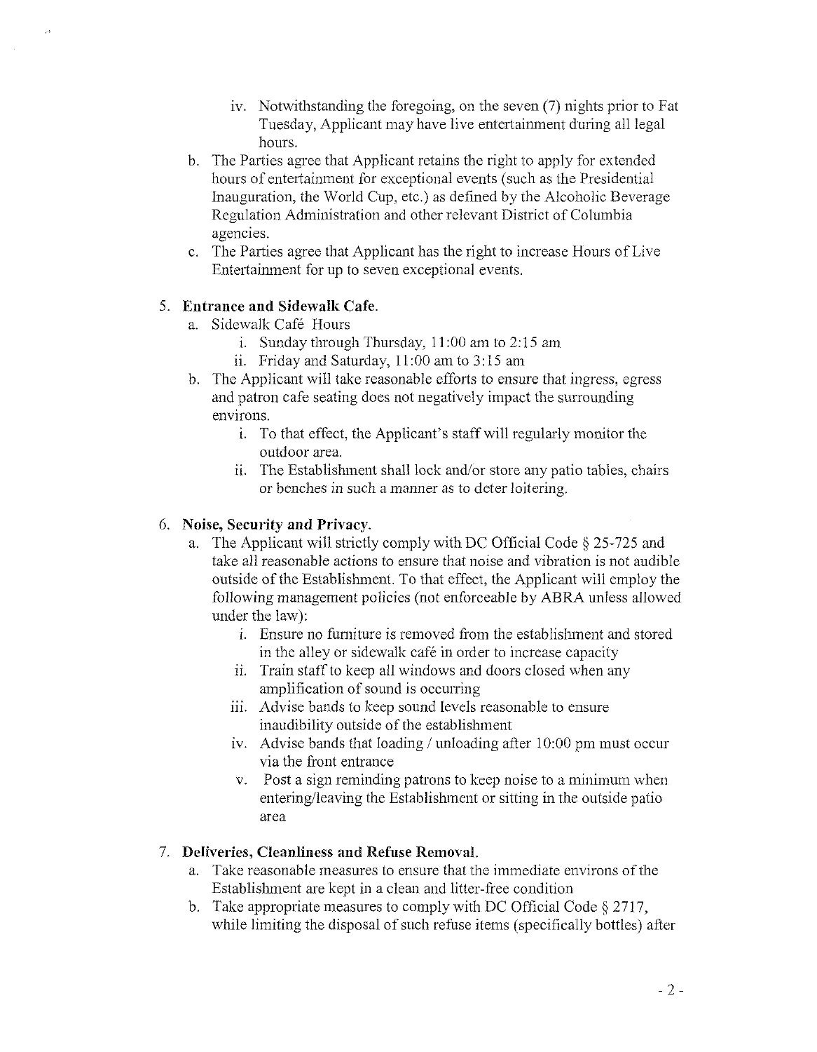iv. Notwithstanding the foregoing, on the seven (7) nights prior to Fat Tuesday, Applicant may have live entertainment during all legal hours.

b. The Parties agree that Applicant retains the right to apply for extended hours of entertainment for exceptional events (such as the Presidential Inauguration, the World Cup, etc.) as defined by the Alcoholic Beverage Regulation Administration and other relevant District of Columbia agencies.

c. The Parties agree that Applicant has the right to increase Hours of Live Entertainment for up to seven exceptional events.

5. **Entrance and Sidewalk Cafe.**
   a. Sidewalk Café Hours
      i. Sunday through Thursday, 11:00 am to 2:15 am
      ii. Friday and Saturday, 11:00 am to 3:15 am
   b. The Applicant will take reasonable efforts to ensure that ingress, egress and patron cafe seating does not negatively impact the surrounding environs.
      i. To that effect, the Applicant's staff will regularly monitor the outdoor area.
      ii. The Establishment shall lock and/or store any patio tables, chairs or benches in such a manner as to deter loitering.

6. **Noise, Security and Privacy.**
   a. The Applicant will strictly comply with DC Official Code § 25-725 and take all reasonable actions to ensure that noise and vibration is not audible outside of the Establishment. To that effect, the Applicant will employ the following management policies (not enforceable by ABRA unless allowed under the law):
      i. Ensure no furniture is removed from the establishment and stored in the alley or sidewalk café in order to increase capacity
      ii. Train staff to keep all windows and doors closed when any amplification of sound is occurring
      iii. Advise bands to keep sound levels reasonable to ensure inaudibility outside of the establishment
      iv. Advise bands that loading / unloading after 10:00 pm must occur via the front entrance
      v. Post a sign reminding patrons to keep noise to a minimum when entering/leaving the Establishment or sitting in the outside patio area

7. **Deliveries, Cleanliness and Refuse Removal.**
   a. Take reasonable measures to ensure that the immediate environs of the Establishment are kept in a clean and litter-free condition
   b. Take appropriate measures to comply with DC Official Code § 2717, while limiting the disposal of such refuse items (specifically bottles) after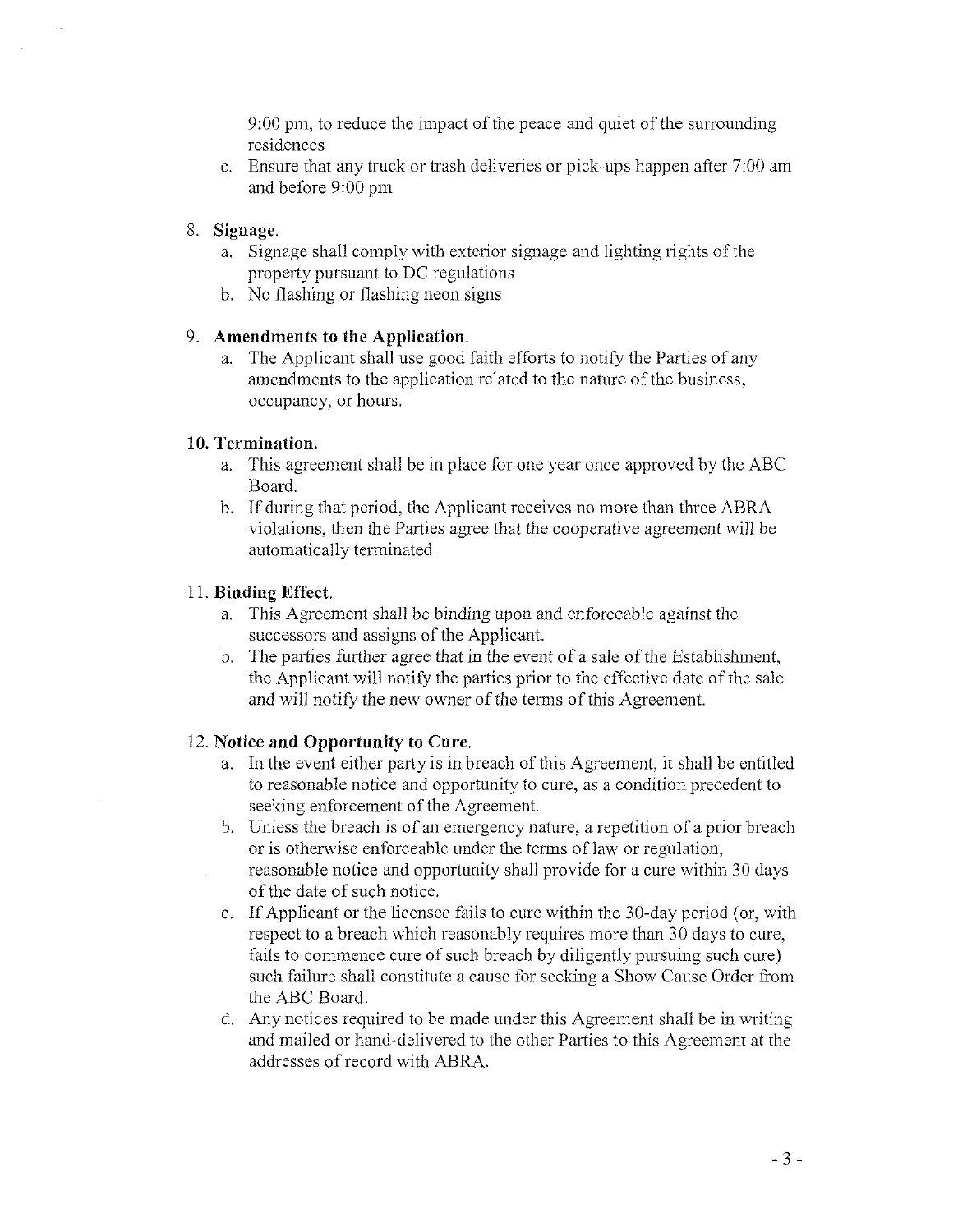9:00 pm, to reduce the impact of the peace and quiet of the surrounding residences

   c. Ensure that any truck or trash deliveries or pick-ups happen after 7:00 am and before 9:00 pm

8. **Signage.**
   a. Signage shall comply with exterior signage and lighting rights of the property pursuant to DC regulations
   b. No flashing or flashing neon signs

9. **Amendments to the Application.**
   a. The Applicant shall use good faith efforts to notify the Parties of any amendments to the application related to the nature of the business, occupancy, or hours.

10. **Termination.**
    a. This agreement shall be in place for one year once approved by the ABC Board.
    b. If during that period, the Applicant receives no more than three ABRA violations, then the Parties agree that the cooperative agreement will be automatically terminated.

11. **Binding Effect.**
    a. This Agreement shall be binding upon and enforceable against the successors and assigns of the Applicant.
    b. The parties further agree that in the event of a sale of the Establishment, the Applicant will notify the parties prior to the effective date of the sale and will notify the new owner of the terms of this Agreement.

12. **Notice and Opportunity to Cure.**
    a. In the event either party is in breach of this Agreement, it shall be entitled to reasonable notice and opportunity to cure, as a condition precedent to seeking enforcement of the Agreement.
    b. Unless the breach is of an emergency nature, a repetition of a prior breach or is otherwise enforceable under the terms of law or regulation, reasonable notice and opportunity shall provide for a cure within 30 days of the date of such notice.
    c. If Applicant or the licensee fails to cure within the 30-day period (or, with respect to a breach which reasonably requires more than 30 days to cure, fails to commence cure of such breach by diligently pursuing such cure) such failure shall constitute a cause for seeking a Show Cause Order from the ABC Board.
    d. Any notices required to be made under this Agreement shall be in writing and mailed or hand-delivered to the other Parties to this Agreement at the addresses of record with ABRA.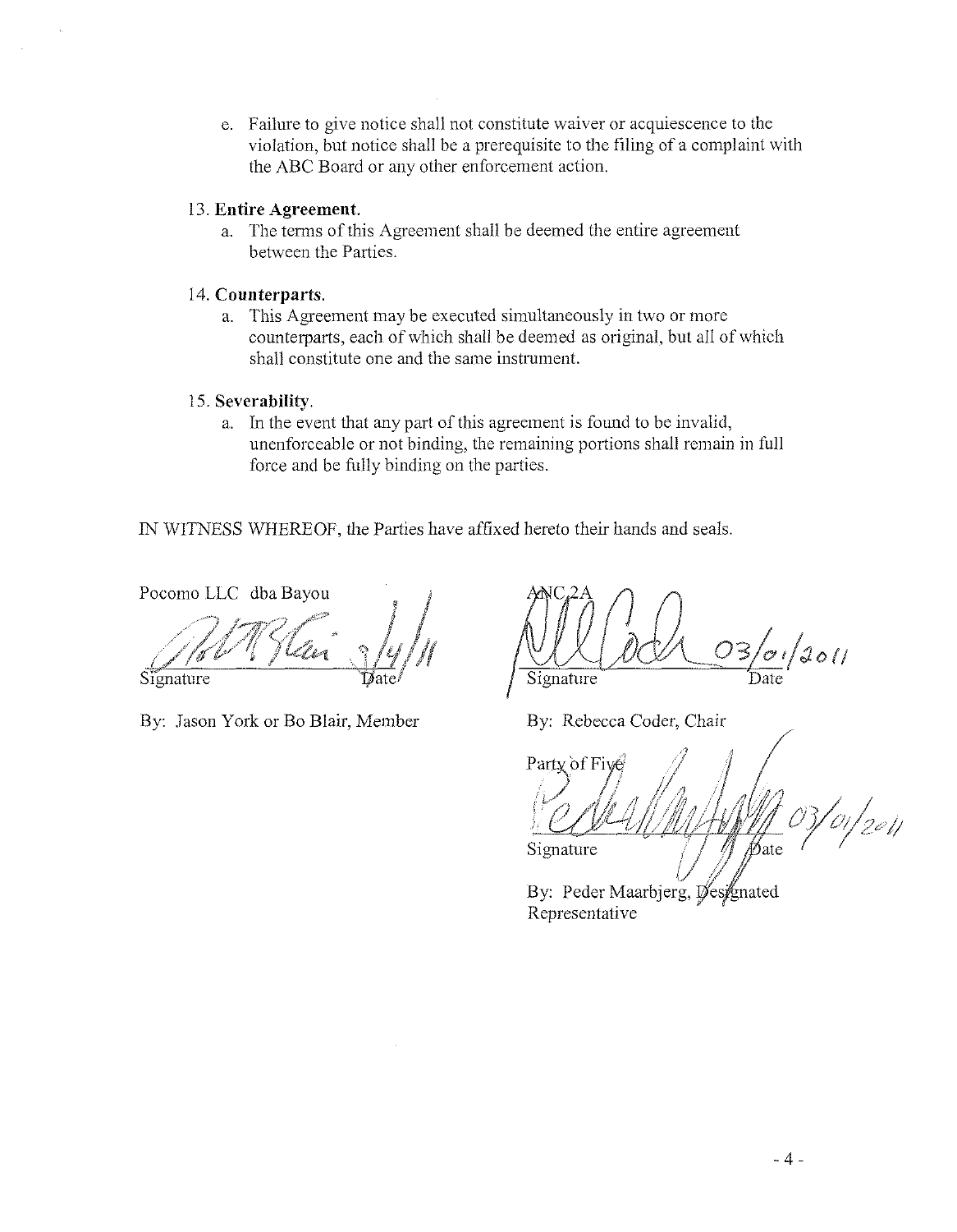e. Failure to give notice shall not constitute waiver or acquiescence to the violation, but notice shall be a prerequisite to the filing of a complaint with the ABC Board or any other enforcement action.

13. **Entire Agreement.**
    a. The terms of this Agreement shall be deemed the entire agreement between the Parties.

14. **Counterparts.**
    a. This Agreement may be executed simultaneously in two or more counterparts, each of which shall be deemed as original, but all of which shall constitute one and the same instrument.

15. **Severability.**
    a. In the event that any part of this agreement is found to be invalid, unenforceable or not binding, the remaining portions shall remain in full force and be fully binding on the parties.

IN WITNESS WHEREOF, the Parties have affixed hereto their hands and seals.

Pocomo LLC dba Bayou

Signature 3/4/11 Date

By: Jason York or Bo Blair, Member

ANC 2A

Signature 03/01/2011 Date

By: Rebecca Coder, Chair

Party of Five

Signature 03/01/2011 Date

By: Peder Maarbjerg, Designated Representative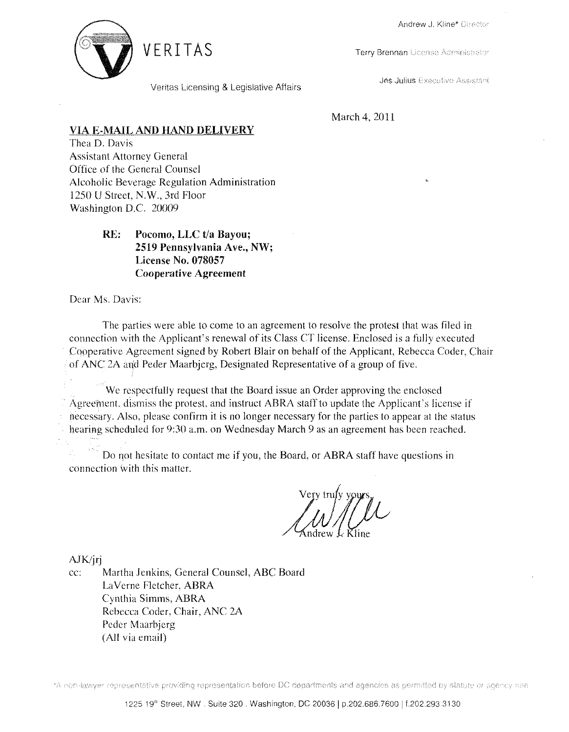Andrew J. Kline* Director

Terry Brennan License Administrator

Jes Julius Executive Assistant

VERITAS

Veritas Licensing & Legislative Affairs

March 4, 2011

**VIA E-MAIL AND HAND DELIVERY**
Thea D. Davis
Assistant Attorney General
Office of the General Counsel
Alcoholic Beverage Regulation Administration
1250 U Street, N.W., 3rd Floor
Washington D.C. 20009

**RE: Pocomo, LLC t/a Bayou;**
**2519 Pennsylvania Ave., NW;**
**License No. 078057**
**Cooperative Agreement**

Dear Ms. Davis:

The parties were able to come to an agreement to resolve the protest that was filed in connection with the Applicant's renewal of its Class CT license. Enclosed is a fully executed Cooperative Agreement signed by Robert Blair on behalf of the Applicant, Rebecca Coder, Chair of ANC 2A and Peder Maarbjerg, Designated Representative of a group of five.

We respectfully request that the Board issue an Order approving the enclosed Agreement, dismiss the protest, and instruct ABRA staff to update the Applicant's license if necessary. Also, please confirm it is no longer necessary for the parties to appear at the status hearing scheduled for 9:30 a.m. on Wednesday March 9 as an agreement has been reached.

Do not hesitate to contact me if you, the Board, or ABRA staff have questions in connection with this matter.

Very truly yours,

Andrew J. Kline

AJK/jrj

cc: Martha Jenkins, General Counsel, ABC Board
LaVerne Fletcher, ABRA
Cynthia Simms, ABRA
Rebecca Coder, Chair, ANC 2A
Peder Maarbjerg
(All via email)

*A non-lawyer representative providing representation before DC departments and agencies as permitted by statute or agency rule

1225 19th Street, NW . Suite 320 . Washington, DC 20036 | p.202.686.7600 | f.202.293.3130